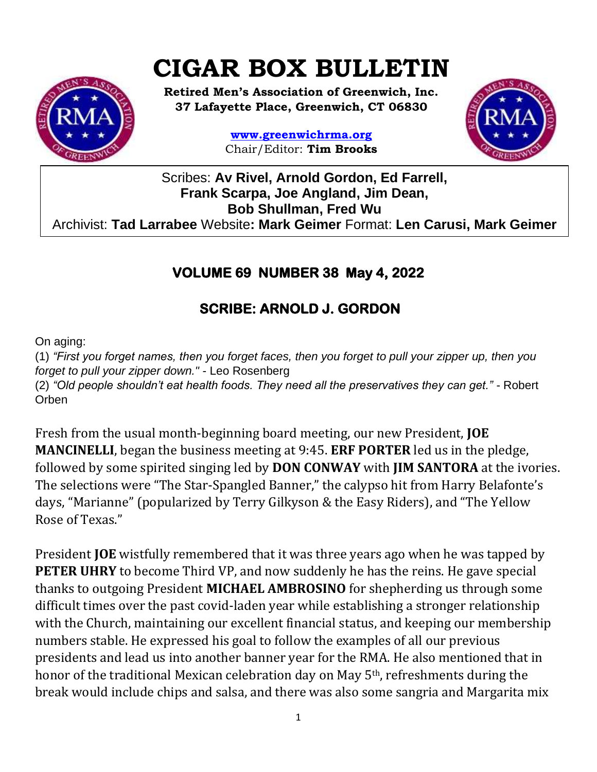# CIGAR BOX BULLETIN

**Retired Men's Association of Greenwich, Inc.**
**37 Lafayette Place, Greenwich, CT 06830**

**www.greenwichrma.org**
Chair/Editor: **Tim Brooks**

Scribes: **Av Rivel, Arnold Gordon, Ed Farrell, Frank Scarpa, Joe Angland, Jim Dean, Bob Shullman, Fred Wu**
Archivist: **Tad Larrabee** Website**: Mark Geimer** Format: **Len Carusi, Mark Geimer**

## VOLUME 69 NUMBER 38 May 4, 2022

## SCRIBE: ARNOLD J. GORDON

On aging:
(1) *"First you forget names, then you forget faces, then you forget to pull your zipper up, then you forget to pull your zipper down."* - Leo Rosenberg
(2) *"Old people shouldn't eat health foods. They need all the preservatives they can get."* - Robert Orben

Fresh from the usual month-beginning board meeting, our new President, **JOE MANCINELLI**, began the business meeting at 9:45. **ERF PORTER** led us in the pledge, followed by some spirited singing led by **DON CONWAY** with **JIM SANTORA** at the ivories. The selections were "The Star-Spangled Banner," the calypso hit from Harry Belafonte's days, "Marianne" (popularized by Terry Gilkyson & the Easy Riders), and "The Yellow Rose of Texas."

President **JOE** wistfully remembered that it was three years ago when he was tapped by **PETER UHRY** to become Third VP, and now suddenly he has the reins. He gave special thanks to outgoing President **MICHAEL AMBROSINO** for shepherding us through some difficult times over the past covid-laden year while establishing a stronger relationship with the Church, maintaining our excellent financial status, and keeping our membership numbers stable. He expressed his goal to follow the examples of all our previous presidents and lead us into another banner year for the RMA. He also mentioned that in honor of the traditional Mexican celebration day on May 5th, refreshments during the break would include chips and salsa, and there was also some sangria and Margarita mix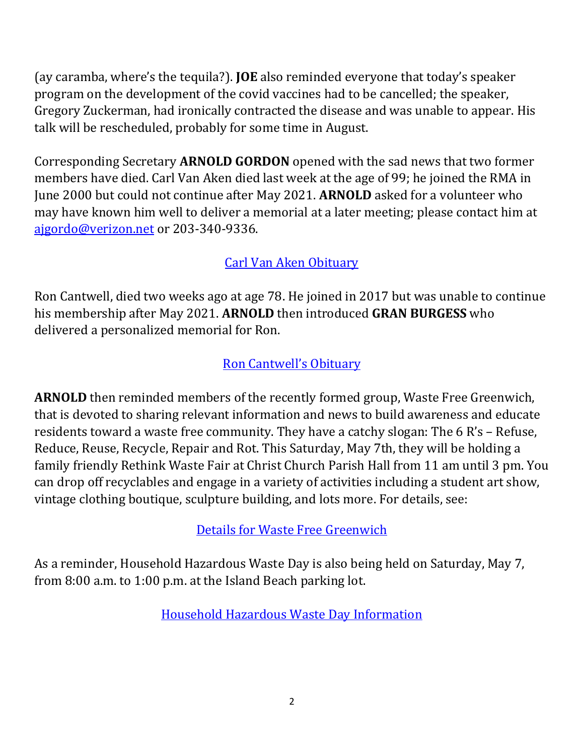(ay caramba, where's the tequila?). **JOE** also reminded everyone that today's speaker program on the development of the covid vaccines had to be cancelled; the speaker, Gregory Zuckerman, had ironically contracted the disease and was unable to appear. His talk will be rescheduled, probably for some time in August.

Corresponding Secretary **ARNOLD GORDON** opened with the sad news that two former members have died. Carl Van Aken died last week at the age of 99; he joined the RMA in June 2000 but could not continue after May 2021. **ARNOLD** asked for a volunteer who may have known him well to deliver a memorial at a later meeting; please contact him at ajgordo@verizon.net or 203-340-9336.

Carl Van Aken Obituary

Ron Cantwell, died two weeks ago at age 78. He joined in 2017 but was unable to continue his membership after May 2021. **ARNOLD** then introduced **GRAN BURGESS** who delivered a personalized memorial for Ron.

Ron Cantwell's Obituary

**ARNOLD** then reminded members of the recently formed group, Waste Free Greenwich, that is devoted to sharing relevant information and news to build awareness and educate residents toward a waste free community. They have a catchy slogan: The 6 R's – Refuse, Reduce, Reuse, Recycle, Repair and Rot. This Saturday, May 7th, they will be holding a family friendly Rethink Waste Fair at Christ Church Parish Hall from 11 am until 3 pm. You can drop off recyclables and engage in a variety of activities including a student art show, vintage clothing boutique, sculpture building, and lots more. For details, see:

Details for Waste Free Greenwich

As a reminder, Household Hazardous Waste Day is also being held on Saturday, May 7, from 8:00 a.m. to 1:00 p.m. at the Island Beach parking lot.

Household Hazardous Waste Day Information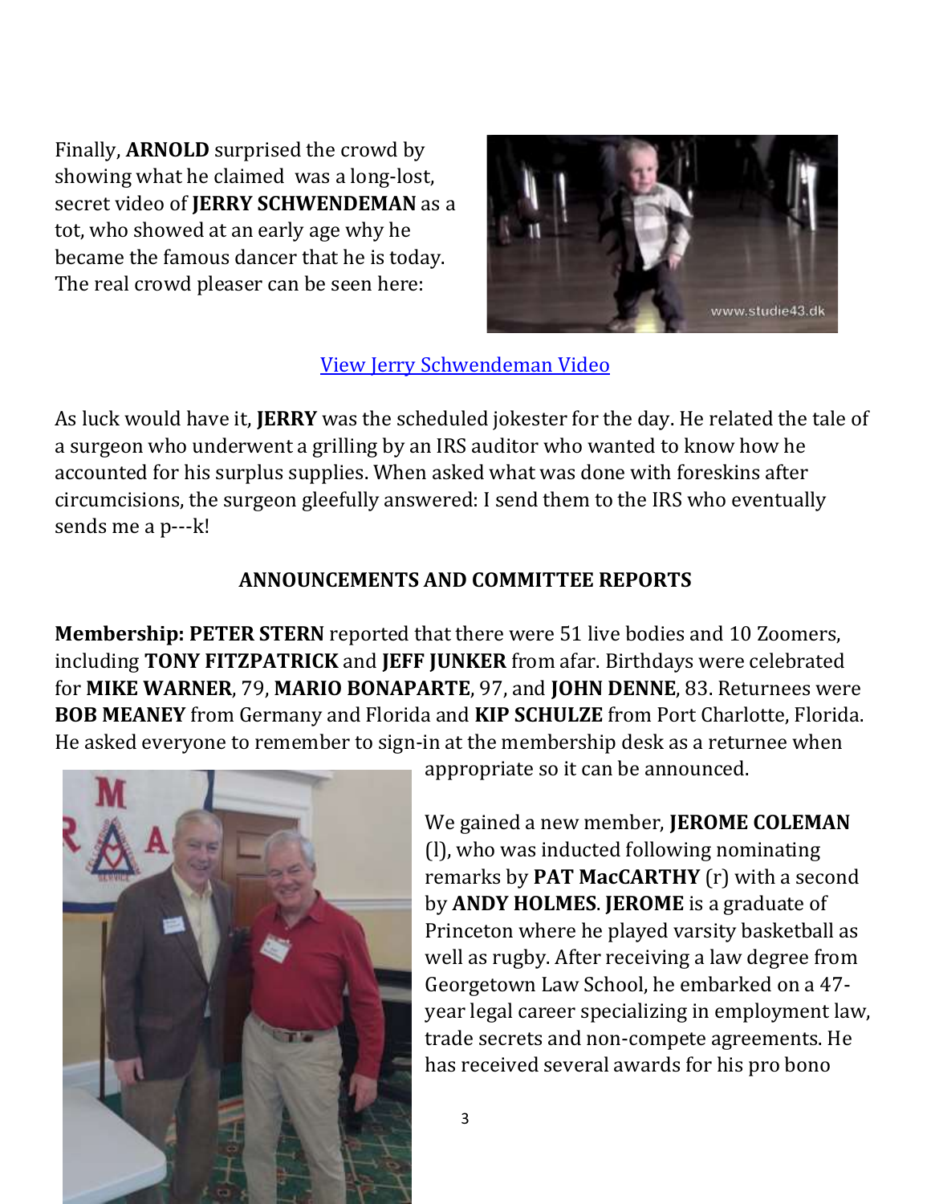Finally, **ARNOLD** surprised the crowd by showing what he claimed was a long-lost, secret video of **JERRY SCHWENDEMAN** as a tot, who showed at an early age why he became the famous dancer that he is today. The real crowd pleaser can be seen here:

[View Jerry Schwendeman Video]

As luck would have it, **JERRY** was the scheduled jokester for the day. He related the tale of a surgeon who underwent a grilling by an IRS auditor who wanted to know how he accounted for his surplus supplies. When asked what was done with foreskins after circumcisions, the surgeon gleefully answered: I send them to the IRS who eventually sends me a p---k!

## ANNOUNCEMENTS AND COMMITTEE REPORTS

**Membership: PETER STERN** reported that there were 51 live bodies and 10 Zoomers, including **TONY FITZPATRICK** and **JEFF JUNKER** from afar. Birthdays were celebrated for **MIKE WARNER**, 79, **MARIO BONAPARTE**, 97, and **JOHN DENNE**, 83. Returnees were **BOB MEANEY** from Germany and Florida and **KIP SCHULZE** from Port Charlotte, Florida. He asked everyone to remember to sign-in at the membership desk as a returnee when appropriate so it can be announced.

We gained a new member, **JEROME COLEMAN** (l), who was inducted following nominating remarks by **PAT MacCARTHY** (r) with a second by **ANDY HOLMES**. **JEROME** is a graduate of Princeton where he played varsity basketball as well as rugby. After receiving a law degree from Georgetown Law School, he embarked on a 47-year legal career specializing in employment law, trade secrets and non-compete agreements. He has received several awards for his pro bono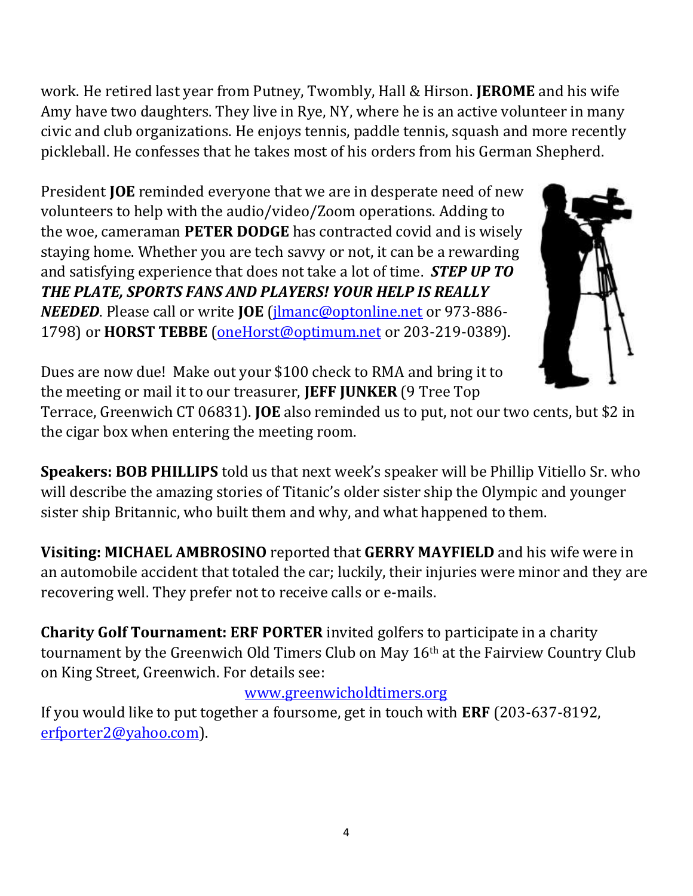work. He retired last year from Putney, Twombly, Hall & Hirson. **JEROME** and his wife Amy have two daughters. They live in Rye, NY, where he is an active volunteer in many civic and club organizations. He enjoys tennis, paddle tennis, squash and more recently pickleball. He confesses that he takes most of his orders from his German Shepherd.

President **JOE** reminded everyone that we are in desperate need of new volunteers to help with the audio/video/Zoom operations. Adding to the woe, cameraman **PETER DODGE** has contracted covid and is wisely staying home. Whether you are tech savvy or not, it can be a rewarding and satisfying experience that does not take a lot of time. ***STEP UP TO THE PLATE, SPORTS FANS AND PLAYERS! YOUR HELP IS REALLY NEEDED***. Please call or write **JOE** (jlmanc@optonline.net or 973-886-1798) or **HORST TEBBE** (oneHorst@optimum.net or 203-219-0389).

Dues are now due! Make out your $100 check to RMA and bring it to the meeting or mail it to our treasurer, **JEFF JUNKER** (9 Tree Top Terrace, Greenwich CT 06831). **JOE** also reminded us to put, not our two cents, but $2 in the cigar box when entering the meeting room.

**Speakers: BOB PHILLIPS** told us that next week's speaker will be Phillip Vitiello Sr. who will describe the amazing stories of Titanic's older sister ship the Olympic and younger sister ship Britannic, who built them and why, and what happened to them.

**Visiting: MICHAEL AMBROSINO** reported that **GERRY MAYFIELD** and his wife were in an automobile accident that totaled the car; luckily, their injuries were minor and they are recovering well. They prefer not to receive calls or e-mails.

**Charity Golf Tournament: ERF PORTER** invited golfers to participate in a charity tournament by the Greenwich Old Timers Club on May 16th at the Fairview Country Club on King Street, Greenwich. For details see:

www.greenwicholdtimers.org

If you would like to put together a foursome, get in touch with **ERF** (203-637-8192, erfporter2@yahoo.com).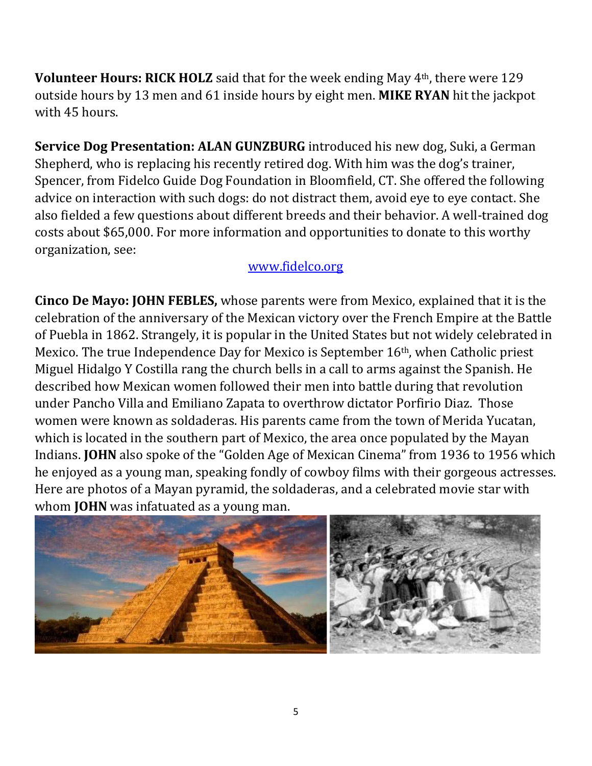**Volunteer Hours: RICK HOLZ** said that for the week ending May 4th, there were 129 outside hours by 13 men and 61 inside hours by eight men. **MIKE RYAN** hit the jackpot with 45 hours.

**Service Dog Presentation: ALAN GUNZBURG** introduced his new dog, Suki, a German Shepherd, who is replacing his recently retired dog. With him was the dog's trainer, Spencer, from Fidelco Guide Dog Foundation in Bloomfield, CT. She offered the following advice on interaction with such dogs: do not distract them, avoid eye to eye contact. She also fielded a few questions about different breeds and their behavior. A well-trained dog costs about $65,000. For more information and opportunities to donate to this worthy organization, see:

www.fidelco.org

**Cinco De Mayo: JOHN FEBLES,** whose parents were from Mexico, explained that it is the celebration of the anniversary of the Mexican victory over the French Empire at the Battle of Puebla in 1862. Strangely, it is popular in the United States but not widely celebrated in Mexico. The true Independence Day for Mexico is September 16th, when Catholic priest Miguel Hidalgo Y Costilla rang the church bells in a call to arms against the Spanish. He described how Mexican women followed their men into battle during that revolution under Pancho Villa and Emiliano Zapata to overthrow dictator Porfirio Diaz. Those women were known as soldaderas. His parents came from the town of Merida Yucatan, which is located in the southern part of Mexico, the area once populated by the Mayan Indians. **JOHN** also spoke of the "Golden Age of Mexican Cinema" from 1936 to 1956 which he enjoyed as a young man, speaking fondly of cowboy films with their gorgeous actresses. Here are photos of a Mayan pyramid, the soldaderas, and a celebrated movie star with whom **JOHN** was infatuated as a young man.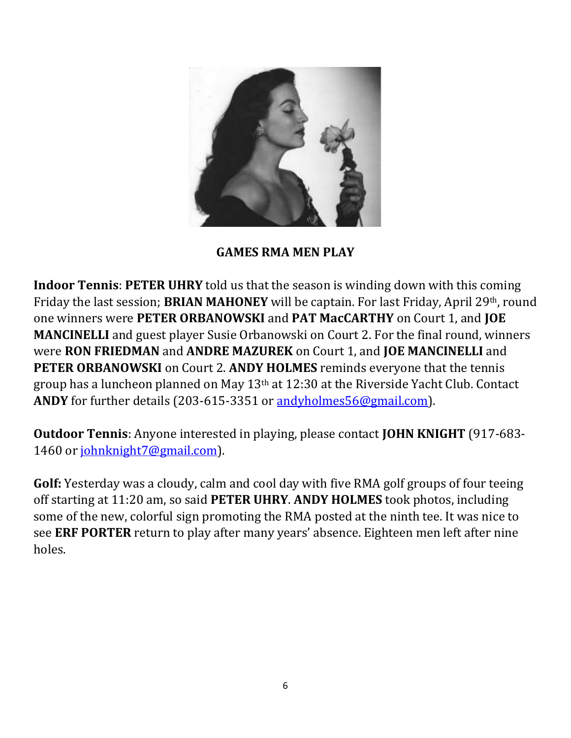**GAMES RMA MEN PLAY**

**Indoor Tennis**: **PETER UHRY** told us that the season is winding down with this coming Friday the last session; **BRIAN MAHONEY** will be captain. For last Friday, April 29th, round one winners were **PETER ORBANOWSKI** and **PAT MacCARTHY** on Court 1, and **JOE MANCINELLI** and guest player Susie Orbanowski on Court 2. For the final round, winners were **RON FRIEDMAN** and **ANDRE MAZUREK** on Court 1, and **JOE MANCINELLI** and **PETER ORBANOWSKI** on Court 2. **ANDY HOLMES** reminds everyone that the tennis group has a luncheon planned on May 13th at 12:30 at the Riverside Yacht Club. Contact **ANDY** for further details (203-615-3351 or andyholmes56@gmail.com).

**Outdoor Tennis**: Anyone interested in playing, please contact **JOHN KNIGHT** (917-683-1460 or johnknight7@gmail.com).

**Golf:** Yesterday was a cloudy, calm and cool day with five RMA golf groups of four teeing off starting at 11:20 am, so said **PETER UHRY**. **ANDY HOLMES** took photos, including some of the new, colorful sign promoting the RMA posted at the ninth tee. It was nice to see **ERF PORTER** return to play after many years' absence. Eighteen men left after nine holes.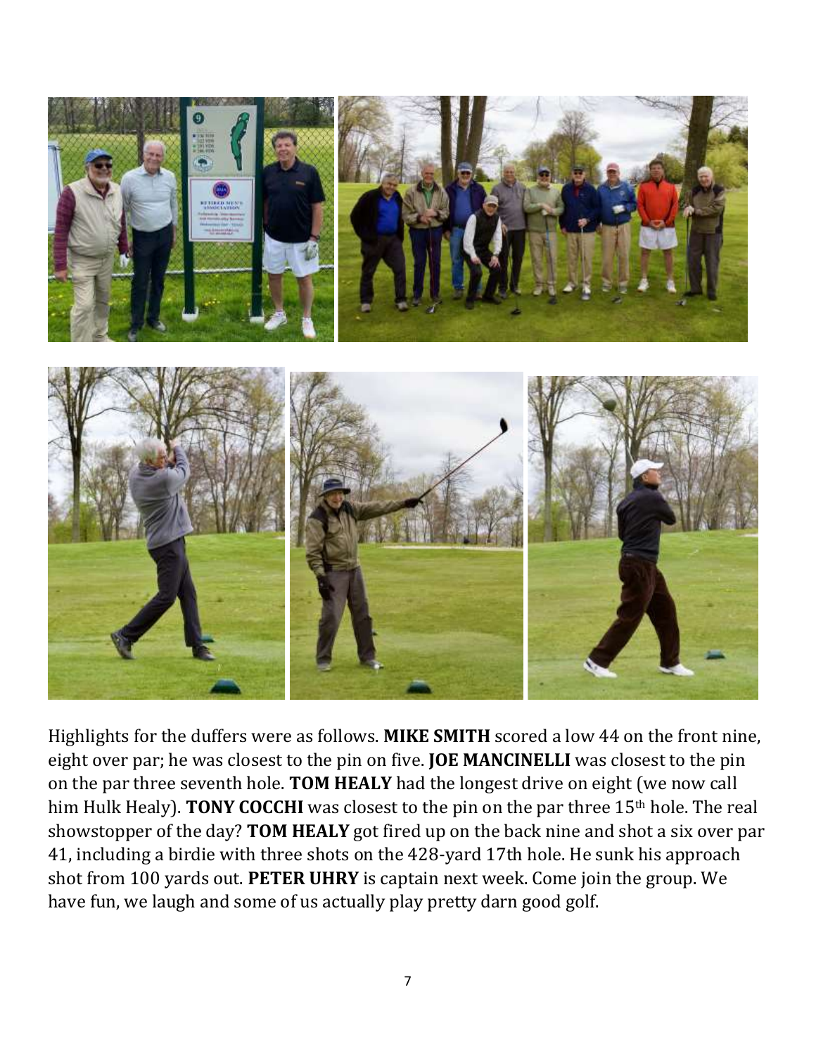Highlights for the duffers were as follows. **MIKE SMITH** scored a low 44 on the front nine, eight over par; he was closest to the pin on five. **JOE MANCINELLI** was closest to the pin on the par three seventh hole. **TOM HEALY** had the longest drive on eight (we now call him Hulk Healy). **TONY COCCHI** was closest to the pin on the par three 15th hole. The real showstopper of the day? **TOM HEALY** got fired up on the back nine and shot a six over par 41, including a birdie with three shots on the 428-yard 17th hole. He sunk his approach shot from 100 yards out. **PETER UHRY** is captain next week. Come join the group. We have fun, we laugh and some of us actually play pretty darn good golf.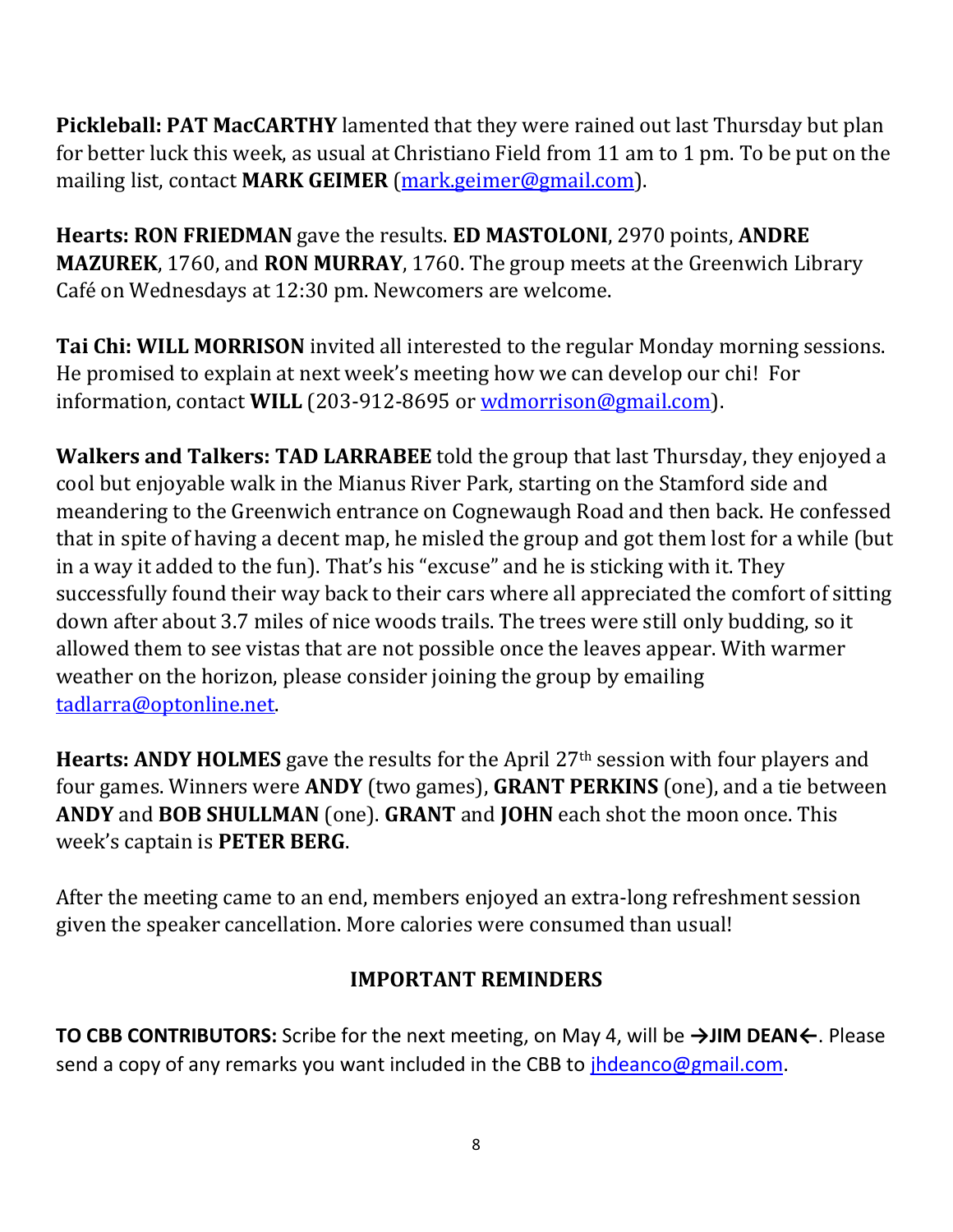**Pickleball: PAT MacCARTHY** lamented that they were rained out last Thursday but plan for better luck this week, as usual at Christiano Field from 11 am to 1 pm. To be put on the mailing list, contact **MARK GEIMER** (mark.geimer@gmail.com).

**Hearts: RON FRIEDMAN** gave the results. **ED MASTOLONI**, 2970 points, **ANDRE MAZUREK**, 1760, and **RON MURRAY**, 1760. The group meets at the Greenwich Library Café on Wednesdays at 12:30 pm. Newcomers are welcome.

**Tai Chi: WILL MORRISON** invited all interested to the regular Monday morning sessions. He promised to explain at next week's meeting how we can develop our chi!  For information, contact **WILL** (203-912-8695 or wdmorrison@gmail.com).

**Walkers and Talkers: TAD LARRABEE** told the group that last Thursday, they enjoyed a cool but enjoyable walk in the Mianus River Park, starting on the Stamford side and meandering to the Greenwich entrance on Cognewaugh Road and then back. He confessed that in spite of having a decent map, he misled the group and got them lost for a while (but in a way it added to the fun). That's his "excuse" and he is sticking with it. They successfully found their way back to their cars where all appreciated the comfort of sitting down after about 3.7 miles of nice woods trails. The trees were still only budding, so it allowed them to see vistas that are not possible once the leaves appear. With warmer weather on the horizon, please consider joining the group by emailing tadlarra@optonline.net.

**Hearts: ANDY HOLMES** gave the results for the April 27th session with four players and four games. Winners were **ANDY** (two games), **GRANT PERKINS** (one), and a tie between **ANDY** and **BOB SHULLMAN** (one). **GRANT** and **JOHN** each shot the moon once. This week's captain is **PETER BERG**.

After the meeting came to an end, members enjoyed an extra-long refreshment session given the speaker cancellation. More calories were consumed than usual!

## IMPORTANT REMINDERS

**TO CBB CONTRIBUTORS:** Scribe for the next meeting, on May 4, will be **→JIM DEAN←**. Please send a copy of any remarks you want included in the CBB to jhdeanco@gmail.com.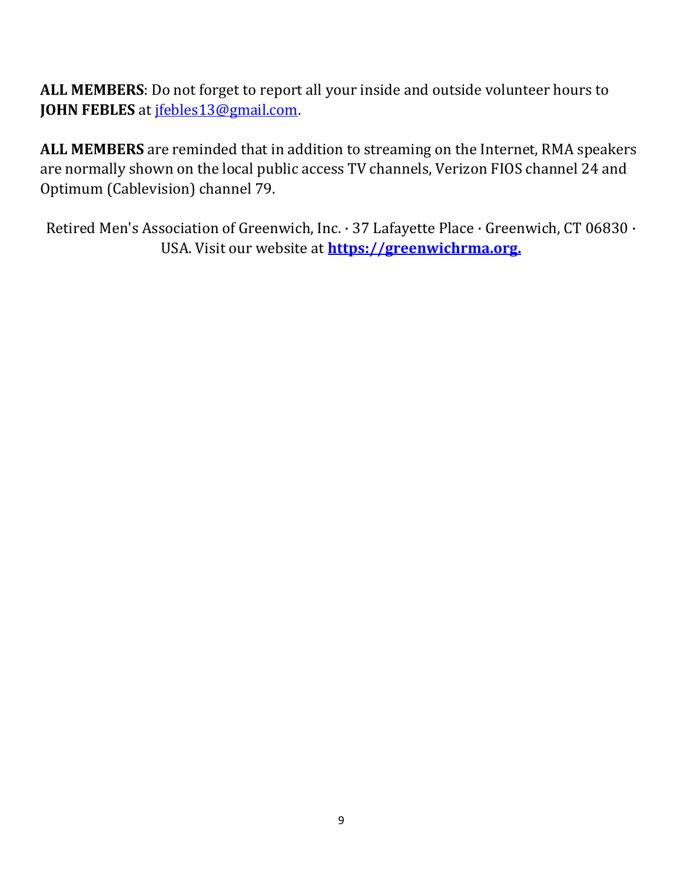**ALL MEMBERS**: Do not forget to report all your inside and outside volunteer hours to **JOHN FEBLES** at jfebles13@gmail.com.

**ALL MEMBERS** are reminded that in addition to streaming on the Internet, RMA speakers are normally shown on the local public access TV channels, Verizon FIOS channel 24 and Optimum (Cablevision) channel 79.

Retired Men's Association of Greenwich, Inc. · 37 Lafayette Place · Greenwich, CT 06830 · USA. Visit our website at **https://greenwichrma.org.**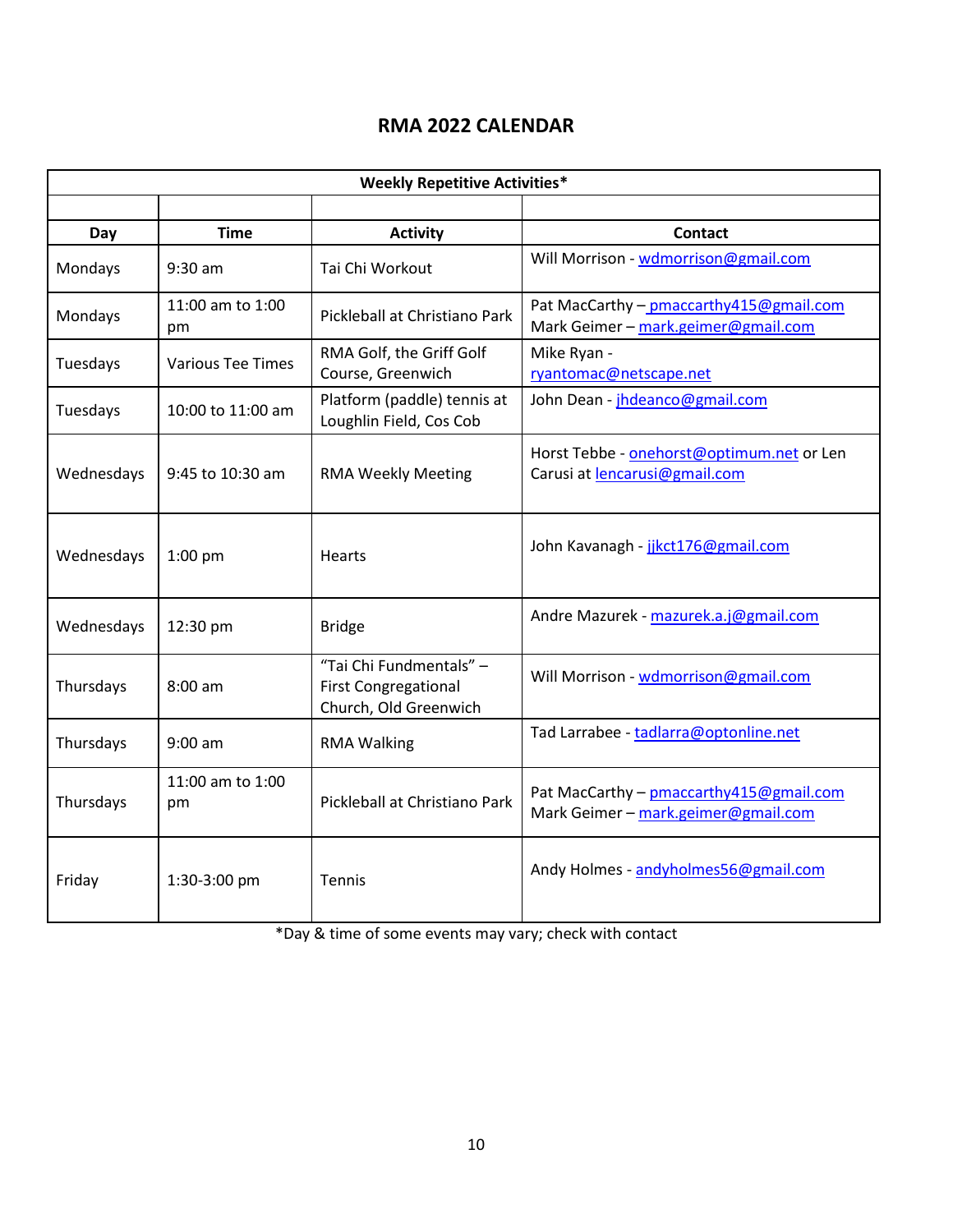# RMA 2022 CALENDAR

| Weekly Repetitive Activities* | | | |
|---|---|---|---|
| | | | |
| **Day** | **Time** | **Activity** | **Contact** |
| Mondays | 9:30 am | Tai Chi Workout | Will Morrison - wdmorrison@gmail.com |
| Mondays | 11:00 am to 1:00 pm | Pickleball at Christiano Park | Pat MacCarthy – pmaccarthy415@gmail.com Mark Geimer – mark.geimer@gmail.com |
| Tuesdays | Various Tee Times | RMA Golf, the Griff Golf Course, Greenwich | Mike Ryan - ryantomac@netscape.net |
| Tuesdays | 10:00 to 11:00 am | Platform (paddle) tennis at Loughlin Field, Cos Cob | John Dean - jhdeanco@gmail.com |
| Wednesdays | 9:45 to 10:30 am | RMA Weekly Meeting | Horst Tebbe - onehorst@optimum.net or Len Carusi at lencarusi@gmail.com |
| Wednesdays | 1:00 pm | Hearts | John Kavanagh - jjkct176@gmail.com |
| Wednesdays | 12:30 pm | Bridge | Andre Mazurek - mazurek.a.j@gmail.com |
| Thursdays | 8:00 am | "Tai Chi Fundments" – First Congregational Church, Old Greenwich | Will Morrison - wdmorrison@gmail.com |
| Thursdays | 9:00 am | RMA Walking | Tad Larrabee - tadlarra@optonline.net |
| Thursdays | 11:00 am to 1:00 pm | Pickleball at Christiano Park | Pat MacCarthy – pmaccarthy415@gmail.com Mark Geimer – mark.geimer@gmail.com |
| Friday | 1:30-3:00 pm | Tennis | Andy Holmes - andyholmes56@gmail.com |

*Day & time of some events may vary; check with contact